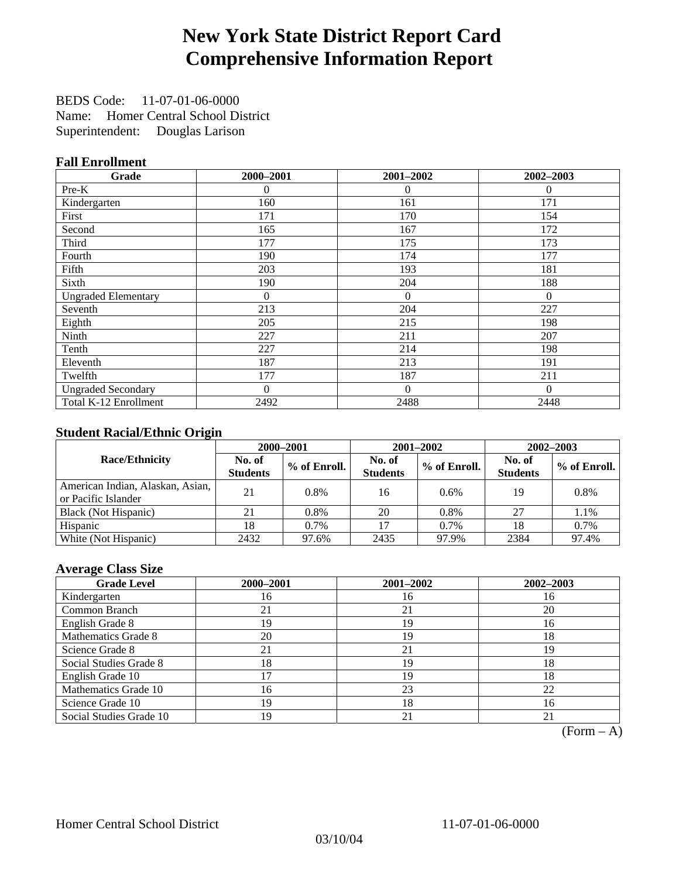# New York State District Report Card
# Comprehensive Information Report

BEDS Code: 11-07-01-06-0000
Name: Homer Central School District
Superintendent: Douglas Larison

### Fall Enrollment

| Grade | 2000–2001 | 2001–2002 | 2002–2003 |
|---|---|---|---|
| Pre-K | 0 | 0 | 0 |
| Kindergarten | 160 | 161 | 171 |
| First | 171 | 170 | 154 |
| Second | 165 | 167 | 172 |
| Third | 177 | 175 | 173 |
| Fourth | 190 | 174 | 177 |
| Fifth | 203 | 193 | 181 |
| Sixth | 190 | 204 | 188 |
| Ungraded Elementary | 0 | 0 | 0 |
| Seventh | 213 | 204 | 227 |
| Eighth | 205 | 215 | 198 |
| Ninth | 227 | 211 | 207 |
| Tenth | 227 | 214 | 198 |
| Eleventh | 187 | 213 | 191 |
| Twelfth | 177 | 187 | 211 |
| Ungraded Secondary | 0 | 0 | 0 |
| Total K-12 Enrollment | 2492 | 2488 | 2448 |

### Student Racial/Ethnic Origin

| Race/Ethnicity | 2000–2001 | | 2001–2002 | | 2002–2003 | |
|---|---|---|---|---|---|---|
| | No. of Students | % of Enroll. | No. of Students | % of Enroll. | No. of Students | % of Enroll. |
| American Indian, Alaskan, Asian, or Pacific Islander | 21 | 0.8% | 16 | 0.6% | 19 | 0.8% |
| Black (Not Hispanic) | 21 | 0.8% | 20 | 0.8% | 27 | 1.1% |
| Hispanic | 18 | 0.7% | 17 | 0.7% | 18 | 0.7% |
| White (Not Hispanic) | 2432 | 97.6% | 2435 | 97.9% | 2384 | 97.4% |

### Average Class Size

| Grade Level | 2000–2001 | 2001–2002 | 2002–2003 |
|---|---|---|---|
| Kindergarten | 16 | 16 | 16 |
| Common Branch | 21 | 21 | 20 |
| English Grade 8 | 19 | 19 | 16 |
| Mathematics Grade 8 | 20 | 19 | 18 |
| Science Grade 8 | 21 | 21 | 19 |
| Social Studies Grade 8 | 18 | 19 | 18 |
| English Grade 10 | 17 | 19 | 18 |
| Mathematics Grade 10 | 16 | 23 | 22 |
| Science Grade 10 | 19 | 18 | 16 |
| Social Studies Grade 10 | 19 | 21 | 21 |

(Form – A)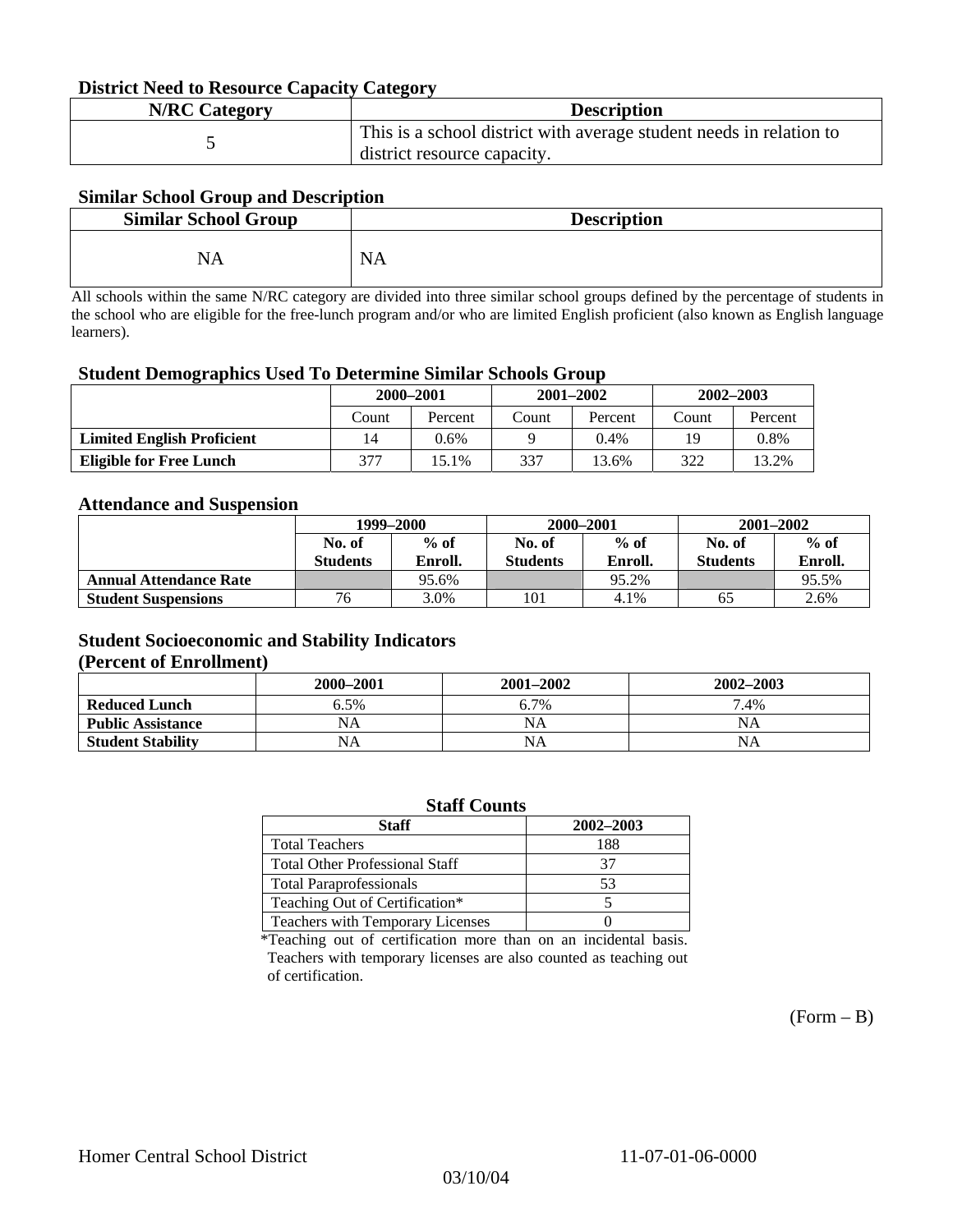### District Need to Resource Capacity Category

| N/RC Category | Description |
|---|---|
| 5 | This is a school district with average student needs in relation to district resource capacity. |

### Similar School Group and Description

| Similar School Group | Description |
|---|---|
| NA | NA |

All schools within the same N/RC category are divided into three similar school groups defined by the percentage of students in the school who are eligible for the free-lunch program and/or who are limited English proficient (also known as English language learners).

### Student Demographics Used To Determine Similar Schools Group

| | 2000–2001 | | 2001–2002 | | 2002–2003 | |
|---|---|---|---|---|---|---|
| | Count | Percent | Count | Percent | Count | Percent |
| **Limited English Proficient** | 14 | 0.6% | 9 | 0.4% | 19 | 0.8% |
| **Eligible for Free Lunch** | 377 | 15.1% | 337 | 13.6% | 322 | 13.2% |

### Attendance and Suspension

| | 1999–2000 | | 2000–2001 | | 2001–2002 | |
|---|---|---|---|---|---|---|
| | No. of Students | % of Enroll. | No. of Students | % of Enroll. | No. of Students | % of Enroll. |
| **Annual Attendance Rate** | | 95.6% | | 95.2% | | 95.5% |
| **Student Suspensions** | 76 | 3.0% | 101 | 4.1% | 65 | 2.6% |

### Student Socioeconomic and Stability Indicators (Percent of Enrollment)

| | 2000–2001 | 2001–2002 | 2002–2003 |
|---|---|---|---|
| **Reduced Lunch** | 6.5% | 6.7% | 7.4% |
| **Public Assistance** | NA | NA | NA |
| **Student Stability** | NA | NA | NA |

### Staff Counts

| Staff | 2002–2003 |
|---|---|
| Total Teachers | 188 |
| Total Other Professional Staff | 37 |
| Total Paraprofessionals | 53 |
| Teaching Out of Certification* | 5 |
| Teachers with Temporary Licenses | 0 |

*Teaching out of certification more than on an incidental basis. Teachers with temporary licenses are also counted as teaching out of certification.

(Form – B)

Homer Central School District 11-07-01-06-0000

03/10/04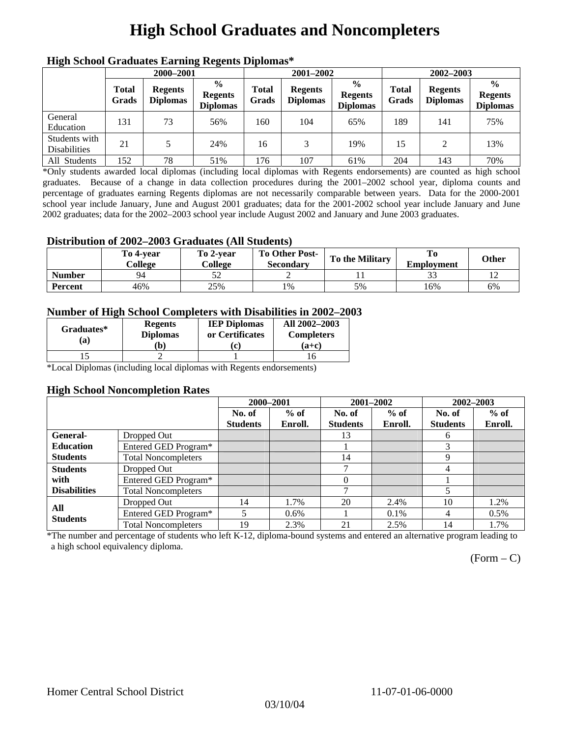# High School Graduates and Noncompleters

### High School Graduates Earning Regents Diplomas*

| | 2000–2001 | | | 2001–2002 | | | 2002–2003 | | |
|---|---|---|---|---|---|---|---|---|---|
| | Total Grads | Regents Diplomas | % Regents Diplomas | Total Grads | Regents Diplomas | % Regents Diplomas | Total Grads | Regents Diplomas | % Regents Diplomas |
| General Education | 131 | 73 | 56% | 160 | 104 | 65% | 189 | 141 | 75% |
| Students with Disabilities | 21 | 5 | 24% | 16 | 3 | 19% | 15 | 2 | 13% |
| All Students | 152 | 78 | 51% | 176 | 107 | 61% | 204 | 143 | 70% |

*Only students awarded local diplomas (including local diplomas with Regents endorsements) are counted as high school graduates. Because of a change in data collection procedures during the 2001–2002 school year, diploma counts and percentage of graduates earning Regents diplomas are not necessarily comparable between years. Data for the 2000-2001 school year include January, June and August 2001 graduates; data for the 2001-2002 school year include January and June 2002 graduates; data for the 2002–2003 school year include August 2002 and January and June 2003 graduates.

### Distribution of 2002–2003 Graduates (All Students)

| | To 4-year College | To 2-year College | To Other Post-Secondary | To the Military | To Employment | Other |
|---|---|---|---|---|---|---|
| Number | 94 | 52 | 2 | 11 | 33 | 12 |
| Percent | 46% | 25% | 1% | 5% | 16% | 6% |

### Number of High School Completers with Disabilities in 2002–2003

| Graduates* (a) | Regents Diplomas (b) | IEP Diplomas or Certificates (c) | All 2002–2003 Completers (a+c) |
|---|---|---|---|
| 15 | 2 | 1 | 16 |

*Local Diplomas (including local diplomas with Regents endorsements)

### High School Noncompletion Rates

| | | 2000–2001 | | 2001–2002 | | 2002–2003 | |
|---|---|---|---|---|---|---|---|
| | | No. of Students | % of Enroll. | No. of Students | % of Enroll. | No. of Students | % of Enroll. |
| General-Education Students | Dropped Out | | | 13 | | 6 | |
| | Entered GED Program* | | | 1 | | 3 | |
| | Total Noncompleters | | | 14 | | 9 | |
| Students with Disabilities | Dropped Out | | | 7 | | 4 | |
| | Entered GED Program* | | | 0 | | 1 | |
| | Total Noncompleters | | | 7 | | 5 | |
| All Students | Dropped Out | 14 | 1.7% | 20 | 2.4% | 10 | 1.2% |
| | Entered GED Program* | 5 | 0.6% | 1 | 0.1% | 4 | 0.5% |
| | Total Noncompleters | 19 | 2.3% | 21 | 2.5% | 14 | 1.7% |

*The number and percentage of students who left K-12, diploma-bound systems and entered an alternative program leading to a high school equivalency diploma.

(Form – C)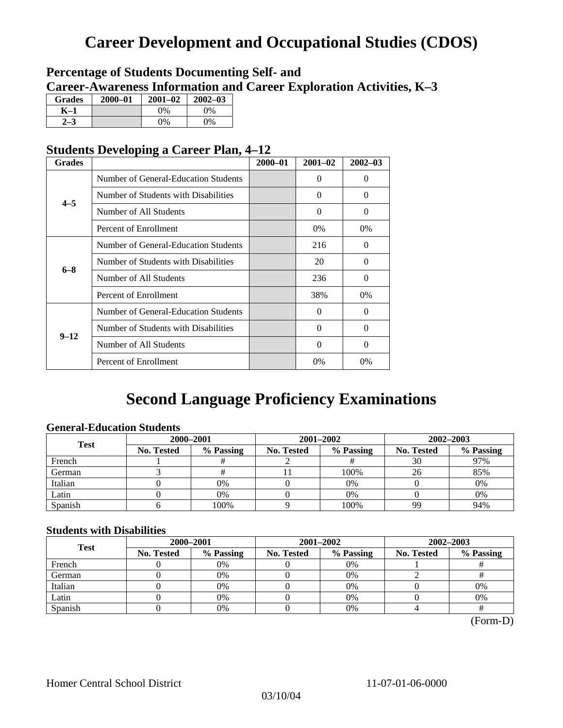# Career Development and Occupational Studies (CDOS)

## Percentage of Students Documenting Self- and Career-Awareness Information and Career Exploration Activities, K–3

| Grades | 2000–01 | 2001–02 | 2002–03 |
|---|---|---|---|
| K–1 | | 0% | 0% |
| 2–3 | | 0% | 0% |

## Students Developing a Career Plan, 4–12

| Grades | | 2000–01 | 2001–02 | 2002–03 |
|---|---|---|---|---|
| 4–5 | Number of General-Education Students | | 0 | 0 |
| | Number of Students with Disabilities | | 0 | 0 |
| | Number of All Students | | 0 | 0 |
| | Percent of Enrollment | | 0% | 0% |
| 6–8 | Number of General-Education Students | | 216 | 0 |
| | Number of Students with Disabilities | | 20 | 0 |
| | Number of All Students | | 236 | 0 |
| | Percent of Enrollment | | 38% | 0% |
| 9–12 | Number of General-Education Students | | 0 | 0 |
| | Number of Students with Disabilities | | 0 | 0 |
| | Number of All Students | | 0 | 0 |
| | Percent of Enrollment | | 0% | 0% |

# Second Language Proficiency Examinations

### General-Education Students

| Test | 2000–2001 | | 2001–2002 | | 2002–2003 | |
|---|---|---|---|---|---|---|
| | No. Tested | % Passing | No. Tested | % Passing | No. Tested | % Passing |
| French | 1 | # | 2 | # | 30 | 97% |
| German | 3 | # | 11 | 100% | 26 | 85% |
| Italian | 0 | 0% | 0 | 0% | 0 | 0% |
| Latin | 0 | 0% | 0 | 0% | 0 | 0% |
| Spanish | 6 | 100% | 9 | 100% | 99 | 94% |

### Students with Disabilities

| Test | 2000–2001 | | 2001–2002 | | 2002–2003 | |
|---|---|---|---|---|---|---|
| | No. Tested | % Passing | No. Tested | % Passing | No. Tested | % Passing |
| French | 0 | 0% | 0 | 0% | 1 | # |
| German | 0 | 0% | 0 | 0% | 2 | # |
| Italian | 0 | 0% | 0 | 0% | 0 | 0% |
| Latin | 0 | 0% | 0 | 0% | 0 | 0% |
| Spanish | 0 | 0% | 0 | 0% | 4 | # |

(Form-D)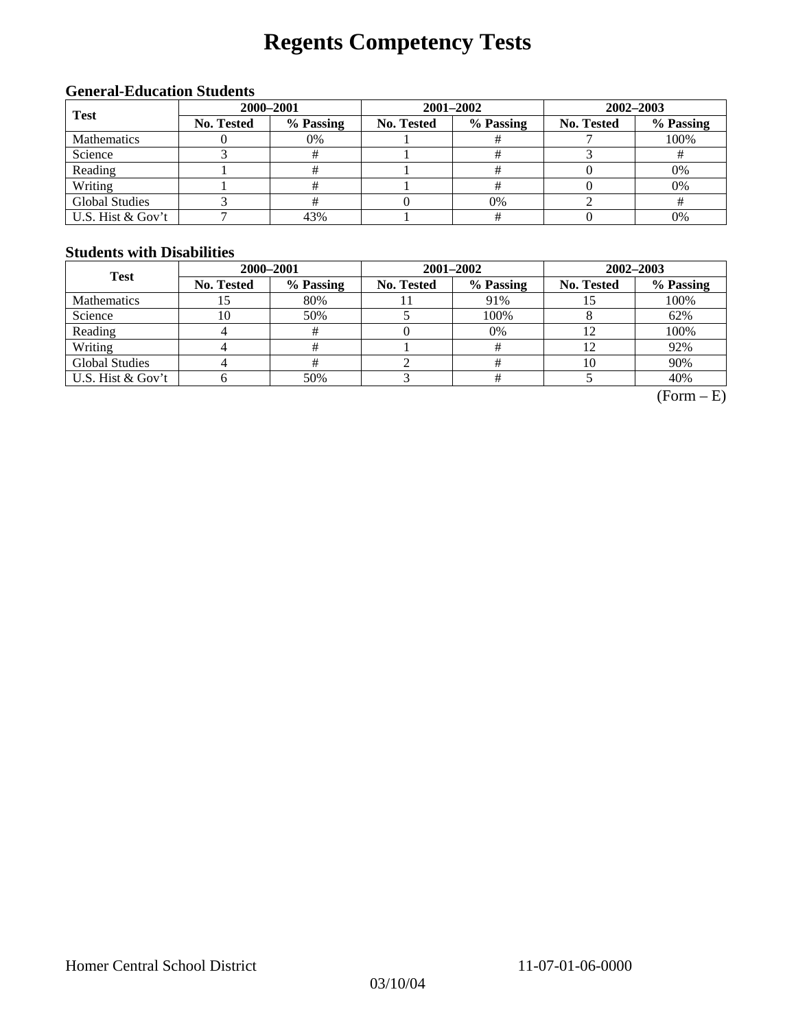# Regents Competency Tests

### General-Education Students

| Test | 2000–2001 | | 2001–2002 | | 2002–2003 | |
|---|---|---|---|---|---|---|
| | No. Tested | % Passing | No. Tested | % Passing | No. Tested | % Passing |
| Mathematics | 0 | 0% | 1 | # | 7 | 100% |
| Science | 3 | # | 1 | # | 3 | # |
| Reading | 1 | # | 1 | # | 0 | 0% |
| Writing | 1 | # | 1 | # | 0 | 0% |
| Global Studies | 3 | # | 0 | 0% | 2 | # |
| U.S. Hist & Gov't | 7 | 43% | 1 | # | 0 | 0% |

### Students with Disabilities

| Test | 2000–2001 | | 2001–2002 | | 2002–2003 | |
|---|---|---|---|---|---|---|
| | No. Tested | % Passing | No. Tested | % Passing | No. Tested | % Passing |
| Mathematics | 15 | 80% | 11 | 91% | 15 | 100% |
| Science | 10 | 50% | 5 | 100% | 8 | 62% |
| Reading | 4 | # | 0 | 0% | 12 | 100% |
| Writing | 4 | # | 1 | # | 12 | 92% |
| Global Studies | 4 | # | 2 | # | 10 | 90% |
| U.S. Hist & Gov't | 6 | 50% | 3 | # | 5 | 40% |

(Form – E)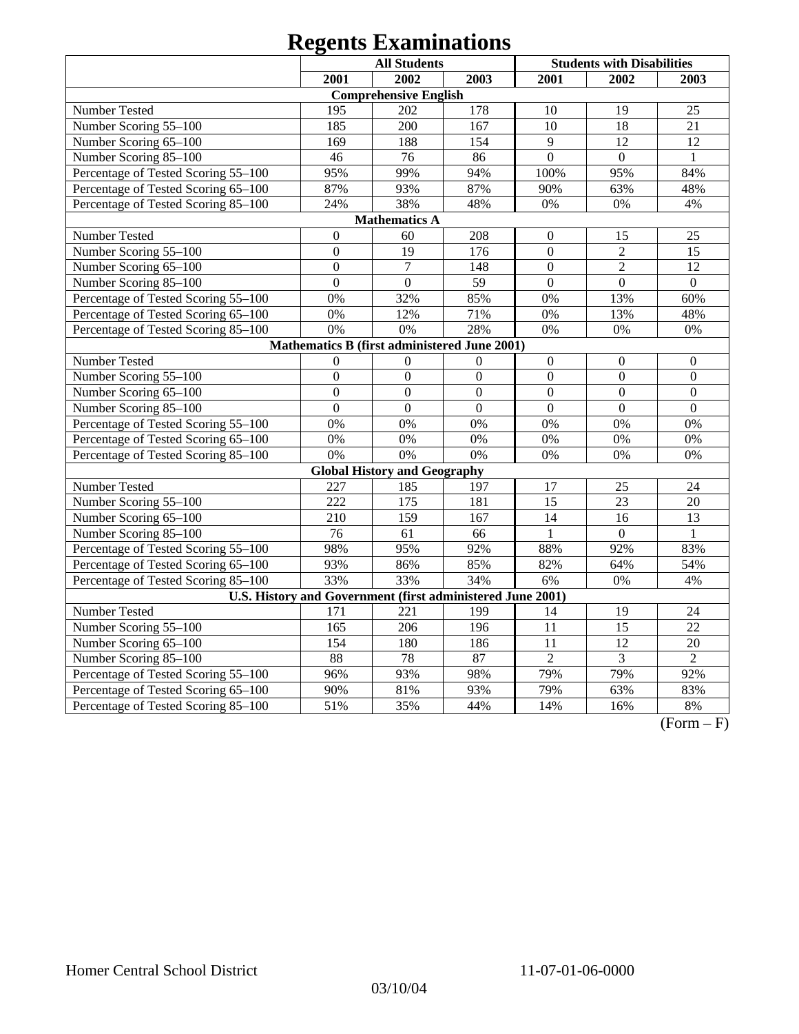# Regents Examinations

| | All Students | | | Students with Disabilities | | |
|---|---|---|---|---|---|---|
| | 2001 | 2002 | 2003 | 2001 | 2002 | 2003 |
| **Comprehensive English** | | | | | | |
| Number Tested | 195 | 202 | 178 | 10 | 19 | 25 |
| Number Scoring 55–100 | 185 | 200 | 167 | 10 | 18 | 21 |
| Number Scoring 65–100 | 169 | 188 | 154 | 9 | 12 | 12 |
| Number Scoring 85–100 | 46 | 76 | 86 | 0 | 0 | 1 |
| Percentage of Tested Scoring 55–100 | 95% | 99% | 94% | 100% | 95% | 84% |
| Percentage of Tested Scoring 65–100 | 87% | 93% | 87% | 90% | 63% | 48% |
| Percentage of Tested Scoring 85–100 | 24% | 38% | 48% | 0% | 0% | 4% |
| **Mathematics A** | | | | | | |
| Number Tested | 0 | 60 | 208 | 0 | 15 | 25 |
| Number Scoring 55–100 | 0 | 19 | 176 | 0 | 2 | 15 |
| Number Scoring 65–100 | 0 | 7 | 148 | 0 | 2 | 12 |
| Number Scoring 85–100 | 0 | 0 | 59 | 0 | 0 | 0 |
| Percentage of Tested Scoring 55–100 | 0% | 32% | 85% | 0% | 13% | 60% |
| Percentage of Tested Scoring 65–100 | 0% | 12% | 71% | 0% | 13% | 48% |
| Percentage of Tested Scoring 85–100 | 0% | 0% | 28% | 0% | 0% | 0% |
| **Mathematics B (first administered June 2001)** | | | | | | |
| Number Tested | 0 | 0 | 0 | 0 | 0 | 0 |
| Number Scoring 55–100 | 0 | 0 | 0 | 0 | 0 | 0 |
| Number Scoring 65–100 | 0 | 0 | 0 | 0 | 0 | 0 |
| Number Scoring 85–100 | 0 | 0 | 0 | 0 | 0 | 0 |
| Percentage of Tested Scoring 55–100 | 0% | 0% | 0% | 0% | 0% | 0% |
| Percentage of Tested Scoring 65–100 | 0% | 0% | 0% | 0% | 0% | 0% |
| Percentage of Tested Scoring 85–100 | 0% | 0% | 0% | 0% | 0% | 0% |
| **Global History and Geography** | | | | | | |
| Number Tested | 227 | 185 | 197 | 17 | 25 | 24 |
| Number Scoring 55–100 | 222 | 175 | 181 | 15 | 23 | 20 |
| Number Scoring 65–100 | 210 | 159 | 167 | 14 | 16 | 13 |
| Number Scoring 85–100 | 76 | 61 | 66 | 1 | 0 | 1 |
| Percentage of Tested Scoring 55–100 | 98% | 95% | 92% | 88% | 92% | 83% |
| Percentage of Tested Scoring 65–100 | 93% | 86% | 85% | 82% | 64% | 54% |
| Percentage of Tested Scoring 85–100 | 33% | 33% | 34% | 6% | 0% | 4% |
| **U.S. History and Government (first administered June 2001)** | | | | | | |
| Number Tested | 171 | 221 | 199 | 14 | 19 | 24 |
| Number Scoring 55–100 | 165 | 206 | 196 | 11 | 15 | 22 |
| Number Scoring 65–100 | 154 | 180 | 186 | 11 | 12 | 20 |
| Number Scoring 85–100 | 88 | 78 | 87 | 2 | 3 | 2 |
| Percentage of Tested Scoring 55–100 | 96% | 93% | 98% | 79% | 79% | 92% |
| Percentage of Tested Scoring 65–100 | 90% | 81% | 93% | 79% | 63% | 83% |
| Percentage of Tested Scoring 85–100 | 51% | 35% | 44% | 14% | 16% | 8% |

(Form – F)

Homer Central School District 11-07-01-06-0000

03/10/04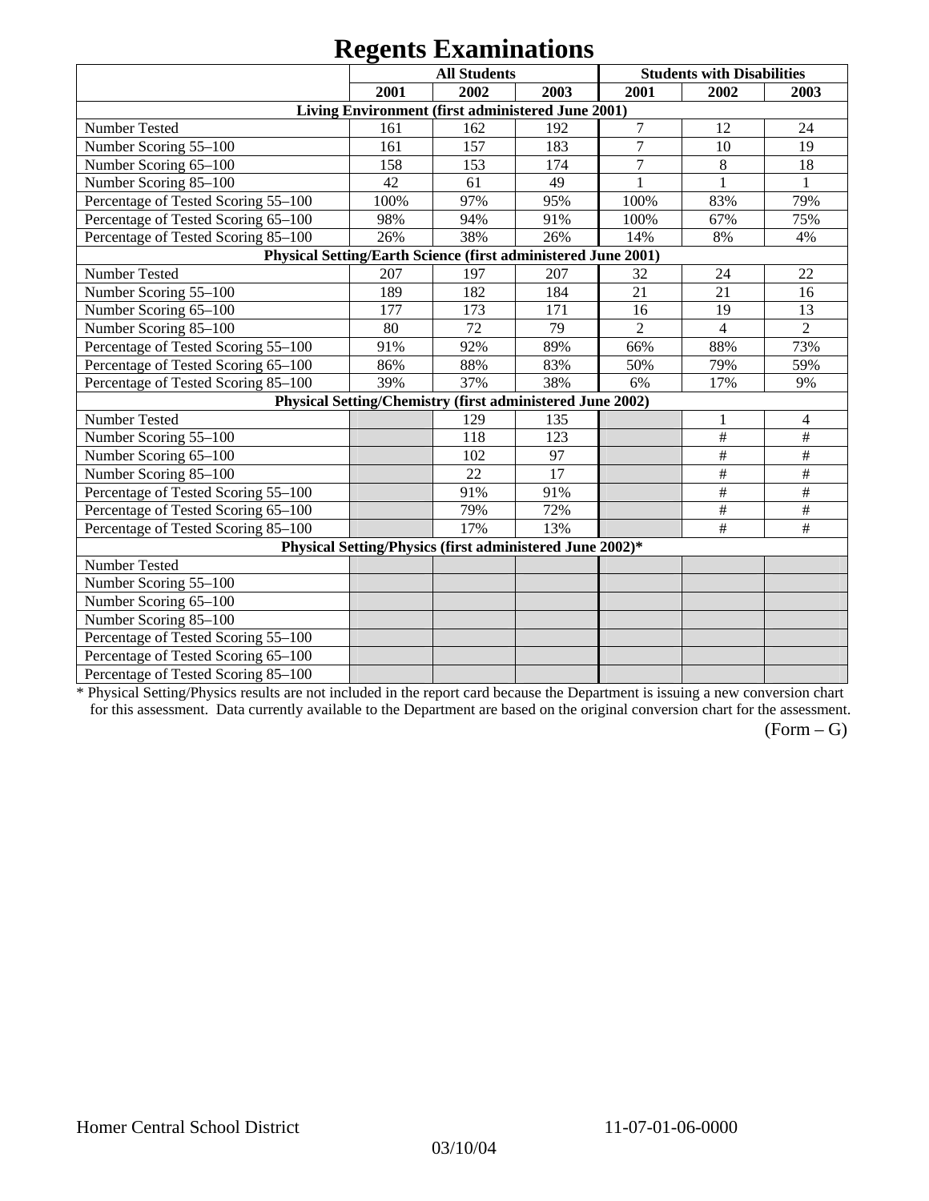# Regents Examinations

| | All Students | | | Students with Disabilities | | |
|---|---|---|---|---|---|---|
| | 2001 | 2002 | 2003 | 2001 | 2002 | 2003 |
| **Living Environment (first administered June 2001)** | | | | | | |
| Number Tested | 161 | 162 | 192 | 7 | 12 | 24 |
| Number Scoring 55–100 | 161 | 157 | 183 | 7 | 10 | 19 |
| Number Scoring 65–100 | 158 | 153 | 174 | 7 | 8 | 18 |
| Number Scoring 85–100 | 42 | 61 | 49 | 1 | 1 | 1 |
| Percentage of Tested Scoring 55–100 | 100% | 97% | 95% | 100% | 83% | 79% |
| Percentage of Tested Scoring 65–100 | 98% | 94% | 91% | 100% | 67% | 75% |
| Percentage of Tested Scoring 85–100 | 26% | 38% | 26% | 14% | 8% | 4% |
| **Physical Setting/Earth Science (first administered June 2001)** | | | | | | |
| Number Tested | 207 | 197 | 207 | 32 | 24 | 22 |
| Number Scoring 55–100 | 189 | 182 | 184 | 21 | 21 | 16 |
| Number Scoring 65–100 | 177 | 173 | 171 | 16 | 19 | 13 |
| Number Scoring 85–100 | 80 | 72 | 79 | 2 | 4 | 2 |
| Percentage of Tested Scoring 55–100 | 91% | 92% | 89% | 66% | 88% | 73% |
| Percentage of Tested Scoring 65–100 | 86% | 88% | 83% | 50% | 79% | 59% |
| Percentage of Tested Scoring 85–100 | 39% | 37% | 38% | 6% | 17% | 9% |
| **Physical Setting/Chemistry (first administered June 2002)** | | | | | | |
| Number Tested | | 129 | 135 | | 1 | 4 |
| Number Scoring 55–100 | | 118 | 123 | | # | # |
| Number Scoring 65–100 | | 102 | 97 | | # | # |
| Number Scoring 85–100 | | 22 | 17 | | # | # |
| Percentage of Tested Scoring 55–100 | | 91% | 91% | | # | # |
| Percentage of Tested Scoring 65–100 | | 79% | 72% | | # | # |
| Percentage of Tested Scoring 85–100 | | 17% | 13% | | # | # |
| **Physical Setting/Physics (first administered June 2002)*** | | | | | | |
| Number Tested | | | | | | |
| Number Scoring 55–100 | | | | | | |
| Number Scoring 65–100 | | | | | | |
| Number Scoring 85–100 | | | | | | |
| Percentage of Tested Scoring 55–100 | | | | | | |
| Percentage of Tested Scoring 65–100 | | | | | | |
| Percentage of Tested Scoring 85–100 | | | | | | |

* Physical Setting/Physics results are not included in the report card because the Department is issuing a new conversion chart for this assessment. Data currently available to the Department are based on the original conversion chart for the assessment.

(Form – G)

Homer Central School District 11-07-01-06-0000

03/10/04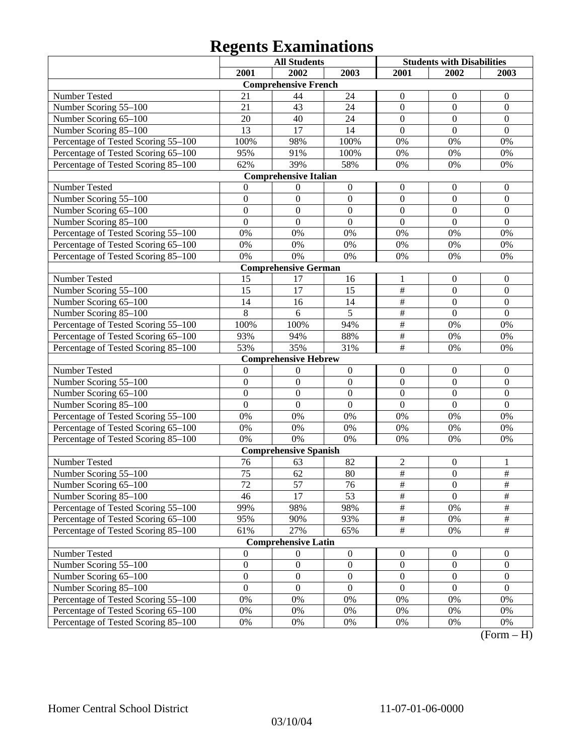# Regents Examinations

| | All Students | | | Students with Disabilities | | |
|---|---|---|---|---|---|---|
| | 2001 | 2002 | 2003 | 2001 | 2002 | 2003 |
| **Comprehensive French** | | | | | | |
| Number Tested | 21 | 44 | 24 | 0 | 0 | 0 |
| Number Scoring 55–100 | 21 | 43 | 24 | 0 | 0 | 0 |
| Number Scoring 65–100 | 20 | 40 | 24 | 0 | 0 | 0 |
| Number Scoring 85–100 | 13 | 17 | 14 | 0 | 0 | 0 |
| Percentage of Tested Scoring 55–100 | 100% | 98% | 100% | 0% | 0% | 0% |
| Percentage of Tested Scoring 65–100 | 95% | 91% | 100% | 0% | 0% | 0% |
| Percentage of Tested Scoring 85–100 | 62% | 39% | 58% | 0% | 0% | 0% |
| **Comprehensive Italian** | | | | | | |
| Number Tested | 0 | 0 | 0 | 0 | 0 | 0 |
| Number Scoring 55–100 | 0 | 0 | 0 | 0 | 0 | 0 |
| Number Scoring 65–100 | 0 | 0 | 0 | 0 | 0 | 0 |
| Number Scoring 85–100 | 0 | 0 | 0 | 0 | 0 | 0 |
| Percentage of Tested Scoring 55–100 | 0% | 0% | 0% | 0% | 0% | 0% |
| Percentage of Tested Scoring 65–100 | 0% | 0% | 0% | 0% | 0% | 0% |
| Percentage of Tested Scoring 85–100 | 0% | 0% | 0% | 0% | 0% | 0% |
| **Comprehensive German** | | | | | | |
| Number Tested | 15 | 17 | 16 | 1 | 0 | 0 |
| Number Scoring 55–100 | 15 | 17 | 15 | # | 0 | 0 |
| Number Scoring 65–100 | 14 | 16 | 14 | # | 0 | 0 |
| Number Scoring 85–100 | 8 | 6 | 5 | # | 0 | 0 |
| Percentage of Tested Scoring 55–100 | 100% | 100% | 94% | # | 0% | 0% |
| Percentage of Tested Scoring 65–100 | 93% | 94% | 88% | # | 0% | 0% |
| Percentage of Tested Scoring 85–100 | 53% | 35% | 31% | # | 0% | 0% |
| **Comprehensive Hebrew** | | | | | | |
| Number Tested | 0 | 0 | 0 | 0 | 0 | 0 |
| Number Scoring 55–100 | 0 | 0 | 0 | 0 | 0 | 0 |
| Number Scoring 65–100 | 0 | 0 | 0 | 0 | 0 | 0 |
| Number Scoring 85–100 | 0 | 0 | 0 | 0 | 0 | 0 |
| Percentage of Tested Scoring 55–100 | 0% | 0% | 0% | 0% | 0% | 0% |
| Percentage of Tested Scoring 65–100 | 0% | 0% | 0% | 0% | 0% | 0% |
| Percentage of Tested Scoring 85–100 | 0% | 0% | 0% | 0% | 0% | 0% |
| **Comprehensive Spanish** | | | | | | |
| Number Tested | 76 | 63 | 82 | 2 | 0 | 1 |
| Number Scoring 55–100 | 75 | 62 | 80 | # | 0 | # |
| Number Scoring 65–100 | 72 | 57 | 76 | # | 0 | # |
| Number Scoring 85–100 | 46 | 17 | 53 | # | 0 | # |
| Percentage of Tested Scoring 55–100 | 99% | 98% | 98% | # | 0% | # |
| Percentage of Tested Scoring 65–100 | 95% | 90% | 93% | # | 0% | # |
| Percentage of Tested Scoring 85–100 | 61% | 27% | 65% | # | 0% | # |
| **Comprehensive Latin** | | | | | | |
| Number Tested | 0 | 0 | 0 | 0 | 0 | 0 |
| Number Scoring 55–100 | 0 | 0 | 0 | 0 | 0 | 0 |
| Number Scoring 65–100 | 0 | 0 | 0 | 0 | 0 | 0 |
| Number Scoring 85–100 | 0 | 0 | 0 | 0 | 0 | 0 |
| Percentage of Tested Scoring 55–100 | 0% | 0% | 0% | 0% | 0% | 0% |
| Percentage of Tested Scoring 65–100 | 0% | 0% | 0% | 0% | 0% | 0% |
| Percentage of Tested Scoring 85–100 | 0% | 0% | 0% | 0% | 0% | 0% |

(Form – H)

Homer Central School District 11-07-01-06-0000

03/10/04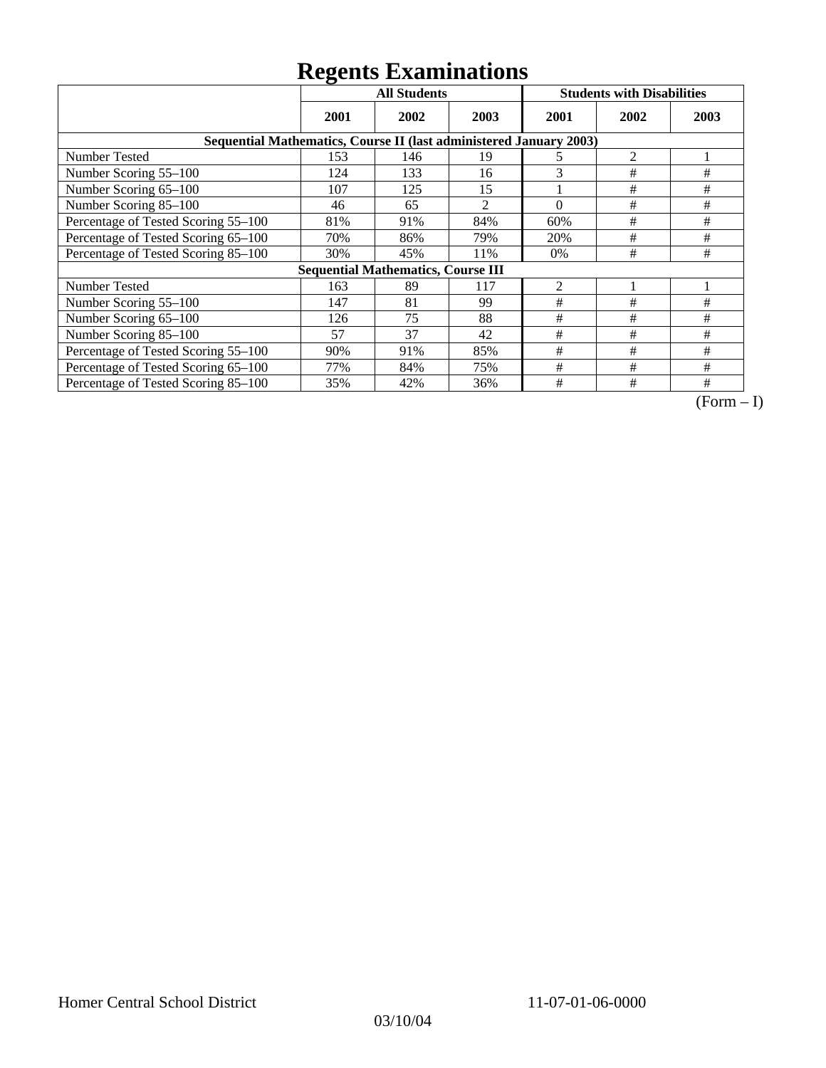# Regents Examinations

| | All Students | | | Students with Disabilities | | |
|---|---|---|---|---|---|---|
| | 2001 | 2002 | 2003 | 2001 | 2002 | 2003 |
| **Sequential Mathematics, Course II (last administered January 2003)** | | | | | | |
| Number Tested | 153 | 146 | 19 | 5 | 2 | 1 |
| Number Scoring 55–100 | 124 | 133 | 16 | 3 | # | # |
| Number Scoring 65–100 | 107 | 125 | 15 | 1 | # | # |
| Number Scoring 85–100 | 46 | 65 | 2 | 0 | # | # |
| Percentage of Tested Scoring 55–100 | 81% | 91% | 84% | 60% | # | # |
| Percentage of Tested Scoring 65–100 | 70% | 86% | 79% | 20% | # | # |
| Percentage of Tested Scoring 85–100 | 30% | 45% | 11% | 0% | # | # |
| **Sequential Mathematics, Course III** | | | | | | |
| Number Tested | 163 | 89 | 117 | 2 | 1 | 1 |
| Number Scoring 55–100 | 147 | 81 | 99 | # | # | # |
| Number Scoring 65–100 | 126 | 75 | 88 | # | # | # |
| Number Scoring 85–100 | 57 | 37 | 42 | # | # | # |
| Percentage of Tested Scoring 55–100 | 90% | 91% | 85% | # | # | # |
| Percentage of Tested Scoring 65–100 | 77% | 84% | 75% | # | # | # |
| Percentage of Tested Scoring 85–100 | 35% | 42% | 36% | # | # | # |

(Form – I)

Homer Central School District 11-07-01-06-0000

03/10/04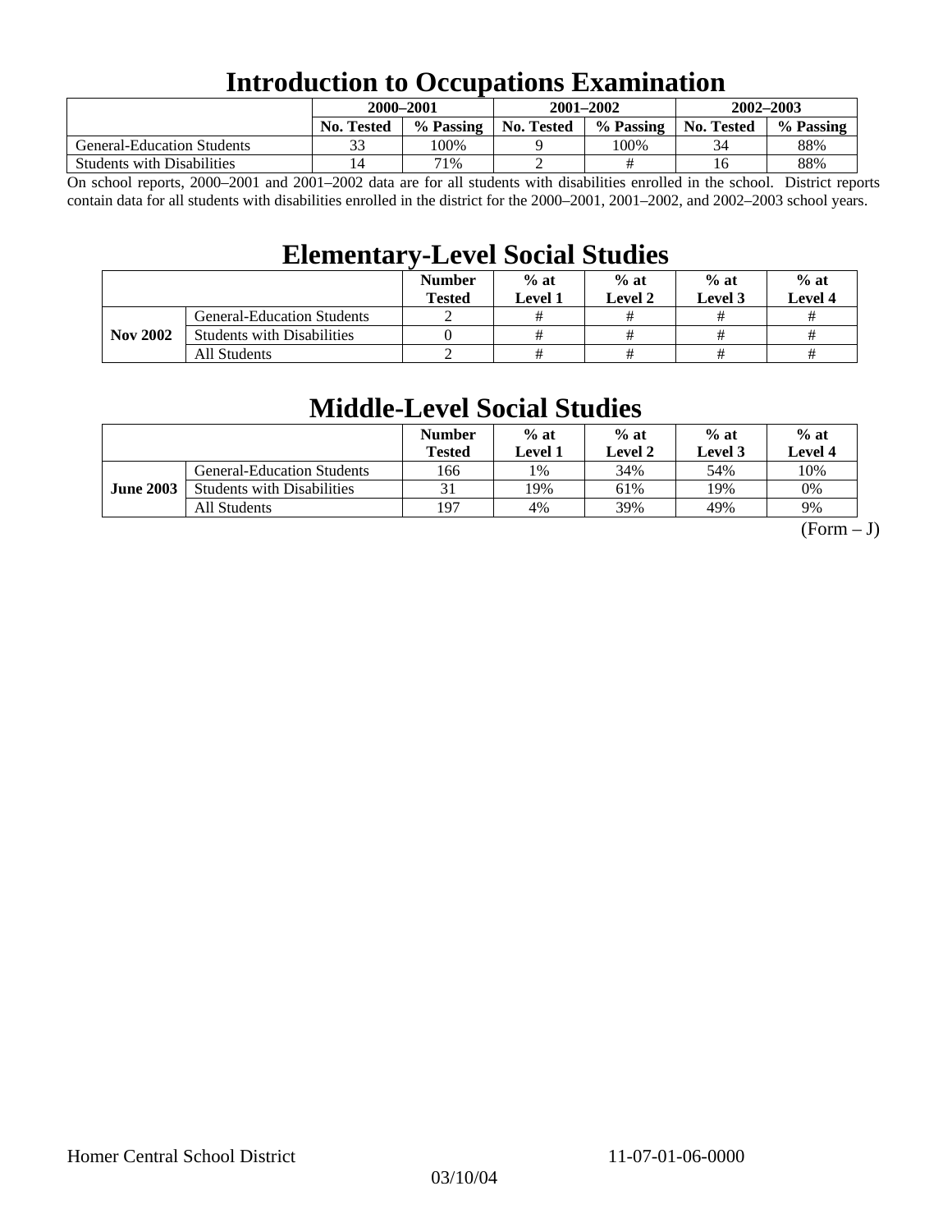# Introduction to Occupations Examination

| | 2000–2001 | | 2001–2002 | | 2002–2003 | |
|---|---|---|---|---|---|---|
| | No. Tested | % Passing | No. Tested | % Passing | No. Tested | % Passing |
| General-Education Students | 33 | 100% | 9 | 100% | 34 | 88% |
| Students with Disabilities | 14 | 71% | 2 | # | 16 | 88% |

On school reports, 2000–2001 and 2001–2002 data are for all students with disabilities enrolled in the school. District reports contain data for all students with disabilities enrolled in the district for the 2000–2001, 2001–2002, and 2002–2003 school years.

# Elementary-Level Social Studies

| | | Number Tested | % at Level 1 | % at Level 2 | % at Level 3 | % at Level 4 |
|---|---|---|---|---|---|---|
| Nov 2002 | General-Education Students | 2 | # | # | # | # |
| | Students with Disabilities | 0 | # | # | # | # |
| | All Students | 2 | # | # | # | # |

# Middle-Level Social Studies

| | | Number Tested | % at Level 1 | % at Level 2 | % at Level 3 | % at Level 4 |
|---|---|---|---|---|---|---|
| June 2003 | General-Education Students | 166 | 1% | 34% | 54% | 10% |
| | Students with Disabilities | 31 | 19% | 61% | 19% | 0% |
| | All Students | 197 | 4% | 39% | 49% | 9% |

(Form – J)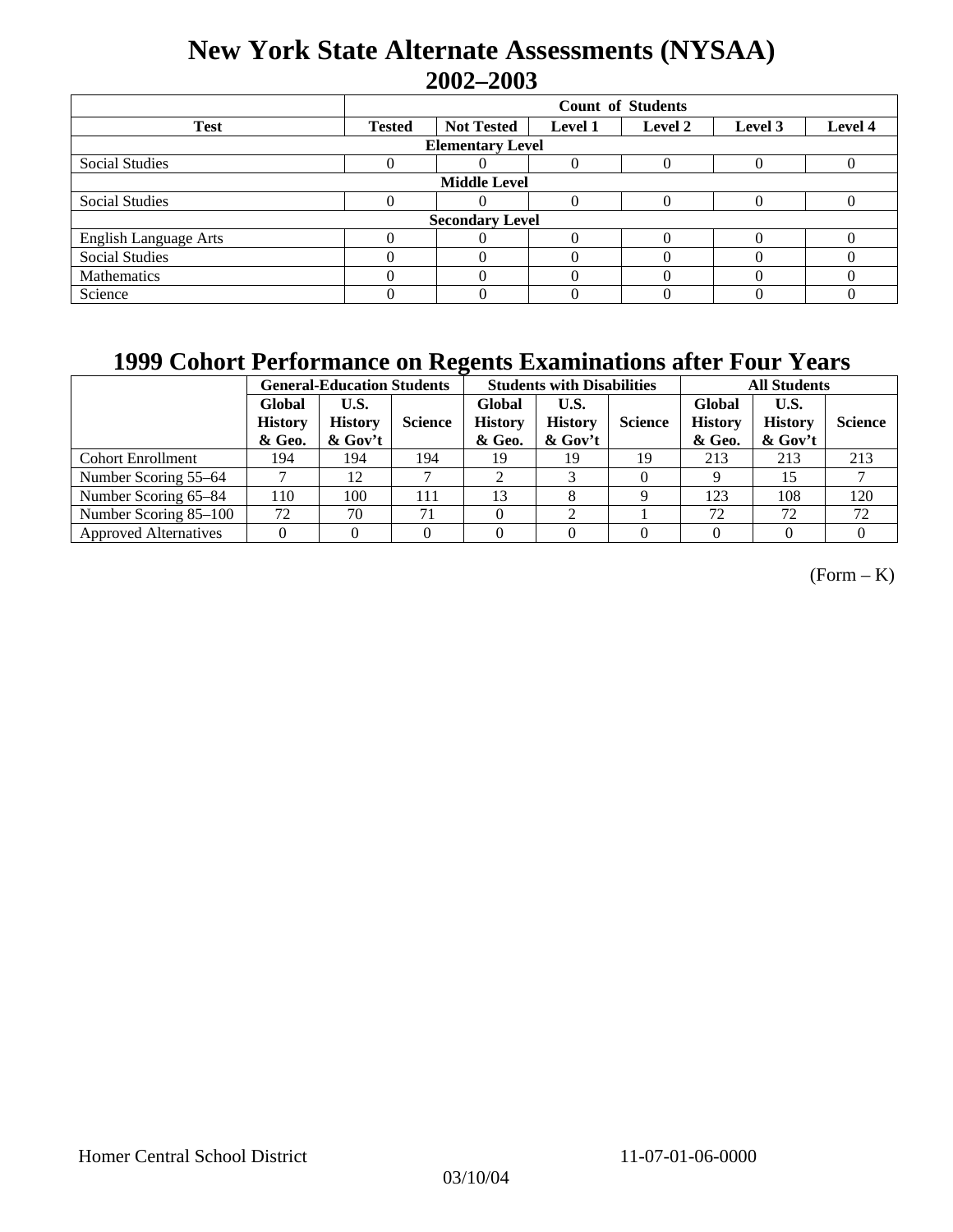# New York State Alternate Assessments (NYSAA) 2002–2003

| | Count of Students | | | | | |
|---|---|---|---|---|---|---|
| **Test** | **Tested** | **Not Tested** | **Level 1** | **Level 2** | **Level 3** | **Level 4** |
| **Elementary Level** | | | | | | |
| Social Studies | 0 | 0 | 0 | 0 | 0 | 0 |
| **Middle Level** | | | | | | |
| Social Studies | 0 | 0 | 0 | 0 | 0 | 0 |
| **Secondary Level** | | | | | | |
| English Language Arts | 0 | 0 | 0 | 0 | 0 | 0 |
| Social Studies | 0 | 0 | 0 | 0 | 0 | 0 |
| Mathematics | 0 | 0 | 0 | 0 | 0 | 0 |
| Science | 0 | 0 | 0 | 0 | 0 | 0 |

# 1999 Cohort Performance on Regents Examinations after Four Years

| | General-Education Students | | | Students with Disabilities | | | All Students | | |
|---|---|---|---|---|---|---|---|---|---|
| | **Global History & Geo.** | **U.S. History & Gov't** | **Science** | **Global History & Geo.** | **U.S. History & Gov't** | **Science** | **Global History & Geo.** | **U.S. History & Gov't** | **Science** |
| Cohort Enrollment | 194 | 194 | 194 | 19 | 19 | 19 | 213 | 213 | 213 |
| Number Scoring 55–64 | 7 | 12 | 7 | 2 | 3 | 0 | 9 | 15 | 7 |
| Number Scoring 65–84 | 110 | 100 | 111 | 13 | 8 | 9 | 123 | 108 | 120 |
| Number Scoring 85–100 | 72 | 70 | 71 | 0 | 2 | 1 | 72 | 72 | 72 |
| Approved Alternatives | 0 | 0 | 0 | 0 | 0 | 0 | 0 | 0 | 0 |

(Form – K)

Homer Central School District 11-07-01-06-0000

03/10/04